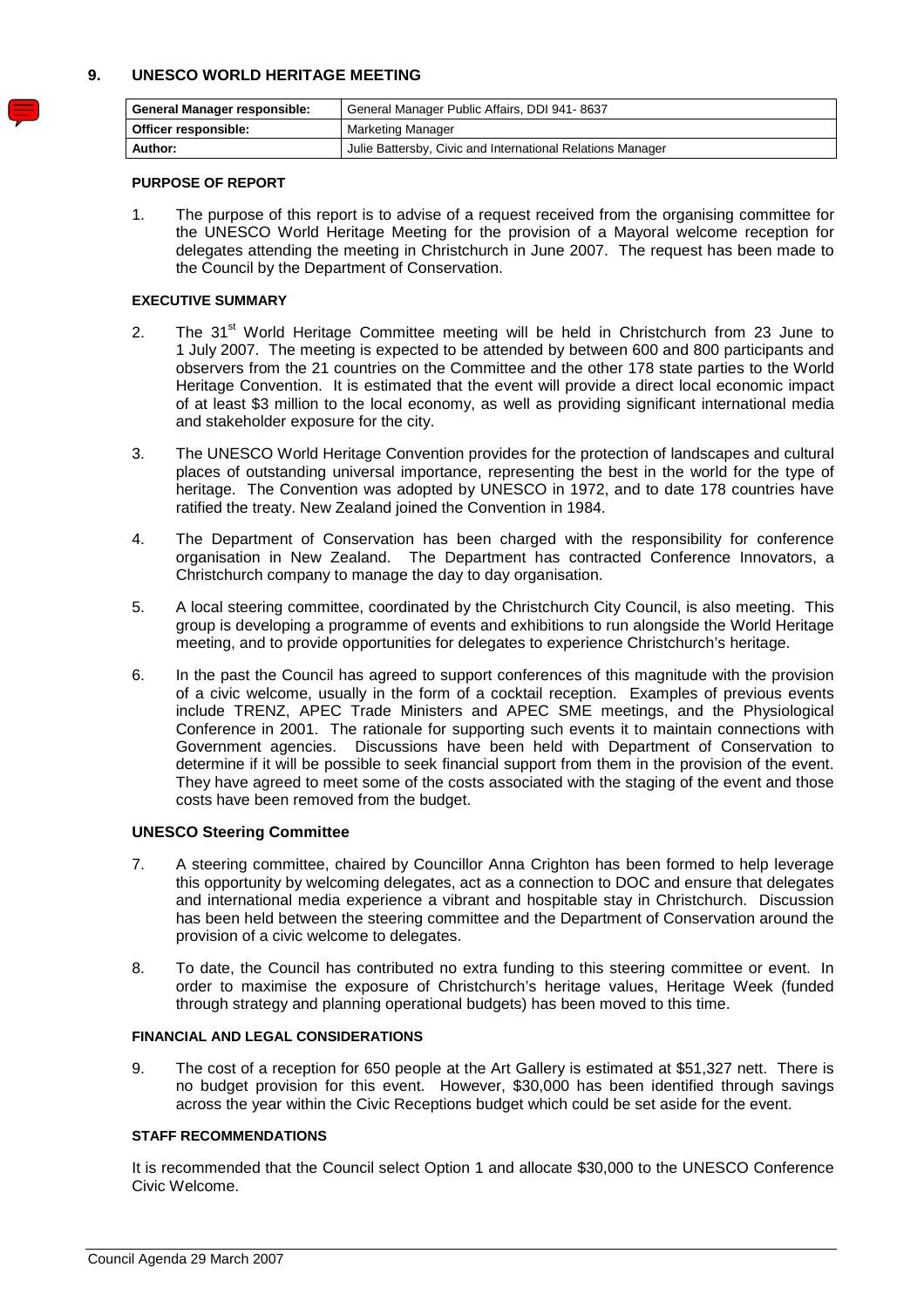## 9. UNESCO WORLD HERITAGE MEETING

| General Manager responsible: | General Manager Public Affairs, DDI 941- 8637 |
|---|---|
| Officer responsible: | Marketing Manager |
| Author: | Julie Battersby, Civic and International Relations Manager |

### PURPOSE OF REPORT

1. The purpose of this report is to advise of a request received from the organising committee for the UNESCO World Heritage Meeting for the provision of a Mayoral welcome reception for delegates attending the meeting in Christchurch in June 2007. The request has been made to the Council by the Department of Conservation.

### EXECUTIVE SUMMARY

2. The 31st World Heritage Committee meeting will be held in Christchurch from 23 June to 1 July 2007. The meeting is expected to be attended by between 600 and 800 participants and observers from the 21 countries on the Committee and the other 178 state parties to the World Heritage Convention. It is estimated that the event will provide a direct local economic impact of at least $3 million to the local economy, as well as providing significant international media and stakeholder exposure for the city.

3. The UNESCO World Heritage Convention provides for the protection of landscapes and cultural places of outstanding universal importance, representing the best in the world for the type of heritage. The Convention was adopted by UNESCO in 1972, and to date 178 countries have ratified the treaty. New Zealand joined the Convention in 1984.

4. The Department of Conservation has been charged with the responsibility for conference organisation in New Zealand. The Department has contracted Conference Innovators, a Christchurch company to manage the day to day organisation.

5. A local steering committee, coordinated by the Christchurch City Council, is also meeting. This group is developing a programme of events and exhibitions to run alongside the World Heritage meeting, and to provide opportunities for delegates to experience Christchurch's heritage.

6. In the past the Council has agreed to support conferences of this magnitude with the provision of a civic welcome, usually in the form of a cocktail reception. Examples of previous events include TRENZ, APEC Trade Ministers and APEC SME meetings, and the Physiological Conference in 2001. The rationale for supporting such events it to maintain connections with Government agencies. Discussions have been held with Department of Conservation to determine if it will be possible to seek financial support from them in the provision of the event. They have agreed to meet some of the costs associated with the staging of the event and those costs have been removed from the budget.

### UNESCO Steering Committee

7. A steering committee, chaired by Councillor Anna Crighton has been formed to help leverage this opportunity by welcoming delegates, act as a connection to DOC and ensure that delegates and international media experience a vibrant and hospitable stay in Christchurch. Discussion has been held between the steering committee and the Department of Conservation around the provision of a civic welcome to delegates.

8. To date, the Council has contributed no extra funding to this steering committee or event. In order to maximise the exposure of Christchurch's heritage values, Heritage Week (funded through strategy and planning operational budgets) has been moved to this time.

### FINANCIAL AND LEGAL CONSIDERATIONS

9. The cost of a reception for 650 people at the Art Gallery is estimated at $51,327 nett. There is no budget provision for this event. However, $30,000 has been identified through savings across the year within the Civic Receptions budget which could be set aside for the event.

### STAFF RECOMMENDATIONS

It is recommended that the Council select Option 1 and allocate $30,000 to the UNESCO Conference Civic Welcome.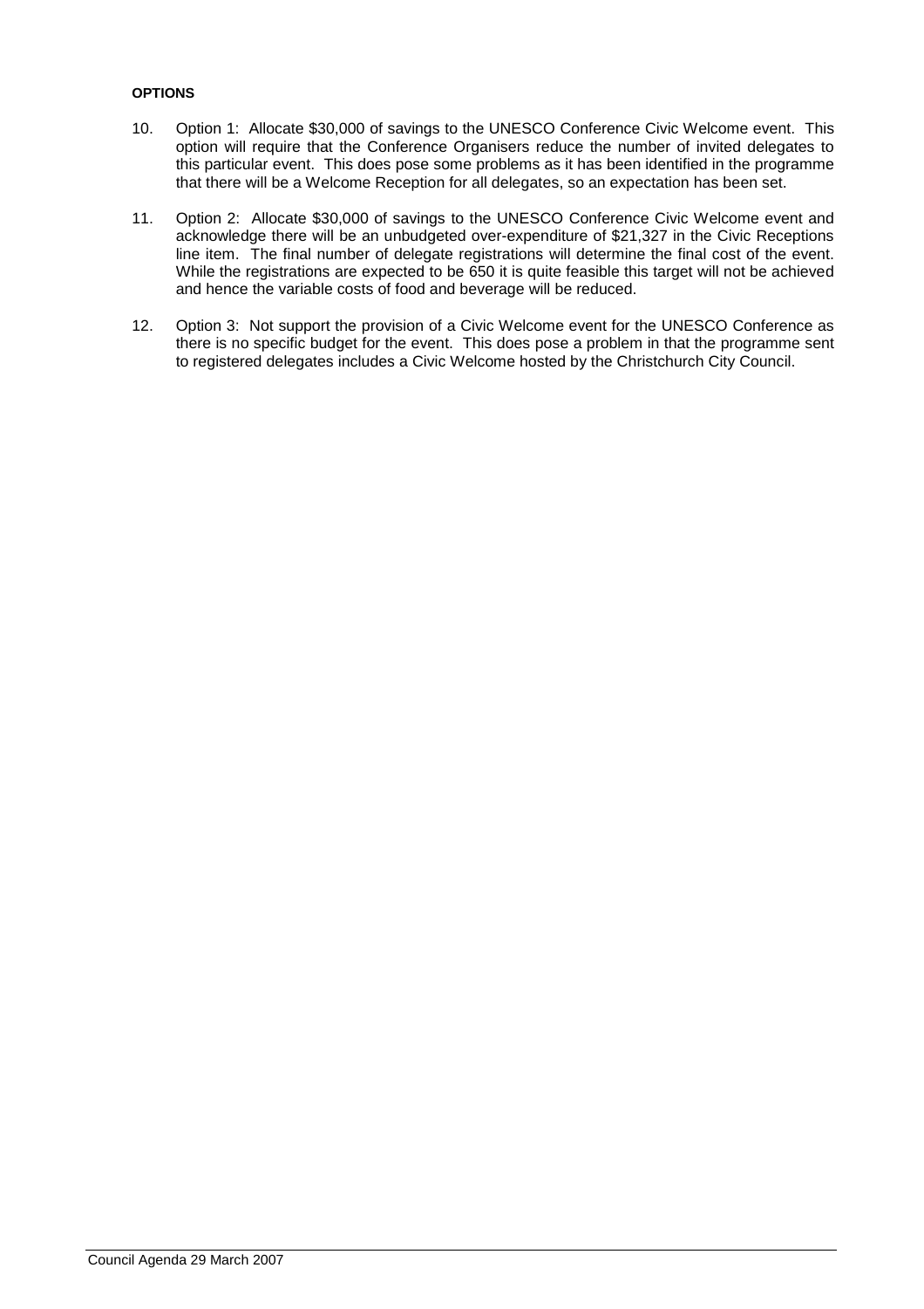**OPTIONS**

10. Option 1: Allocate $30,000 of savings to the UNESCO Conference Civic Welcome event. This option will require that the Conference Organisers reduce the number of invited delegates to this particular event. This does pose some problems as it has been identified in the programme that there will be a Welcome Reception for all delegates, so an expectation has been set.

11. Option 2: Allocate $30,000 of savings to the UNESCO Conference Civic Welcome event and acknowledge there will be an unbudgeted over-expenditure of $21,327 in the Civic Receptions line item. The final number of delegate registrations will determine the final cost of the event. While the registrations are expected to be 650 it is quite feasible this target will not be achieved and hence the variable costs of food and beverage will be reduced.

12. Option 3: Not support the provision of a Civic Welcome event for the UNESCO Conference as there is no specific budget for the event. This does pose a problem in that the programme sent to registered delegates includes a Civic Welcome hosted by the Christchurch City Council.